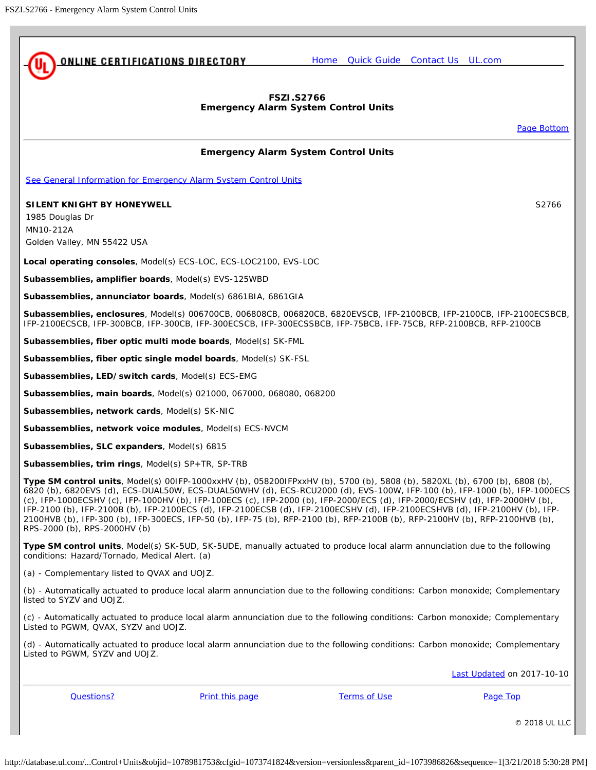# FSZI.S2766
## Emergency Alarm System Control Units

Page Bottom

### Emergency Alarm System Control Units

See General Information for Emergency Alarm System Control Units

**SILENT KNIGHT BY HONEYWELL** S2766
1985 Douglas Dr
MN10-212A
Golden Valley, MN 55422 USA

**Local operating consoles**, Model(s) ECS-LOC, ECS-LOC2100, EVS-LOC

**Subassemblies, amplifier boards**, Model(s) EVS-125WBD

**Subassemblies, annunciator boards**, Model(s) 6861BIA, 6861GIA

**Subassemblies, enclosures**, Model(s) 006700CB, 006808CB, 006820CB, 6820EVSCB, IFP-2100BCB, IFP-2100CB, IFP-2100ECSBCB, IFP-2100ECSCB, IFP-300BCB, IFP-300CB, IFP-300ECSCB, IFP-300ECSSBCB, IFP-75BCB, IFP-75CB, RFP-2100BCB, RFP-2100CB

**Subassemblies, fiber optic multi mode boards**, Model(s) SK-FML

**Subassemblies, fiber optic single model boards**, Model(s) SK-FSL

**Subassemblies, LED/switch cards**, Model(s) ECS-EMG

**Subassemblies, main boards**, Model(s) 021000, 067000, 068080, 068200

**Subassemblies, network cards**, Model(s) SK-NIC

**Subassemblies, network voice modules**, Model(s) ECS-NVCM

**Subassemblies, SLC expanders**, Model(s) 6815

**Subassemblies, trim rings**, Model(s) SP+TR, SP-TRB

**Type SM control units**, Model(s) 00IFP-1000xxHV (b), 058200IFPxxHV (b), 5700 (b), 5808 (b), 5820XL (b), 6700 (b), 6808 (b), 6820 (b), 6820EVS (d), ECS-DUAL50W, ECS-DUAL50WHV (d), ECS-RCU2000 (d), EVS-100W, IFP-100 (b), IFP-1000 (b), IFP-1000ECS (c), IFP-1000ECSHV (c), IFP-1000HV (b), IFP-100ECS (c), IFP-2000 (b), IFP-2000/ECS (d), IFP-2000/ECSHV (d), IFP-2000HV (b), IFP-2100 (b), IFP-2100B (b), IFP-2100ECS (d), IFP-2100ECSB (d), IFP-2100ECSHV (d), IFP-2100ECSHVB (d), IFP-2100HV (b), IFP-2100HVB (b), IFP-300 (b), IFP-300ECS, IFP-50 (b), IFP-75 (b), RFP-2100 (b), RFP-2100B (b), RFP-2100HV (b), RFP-2100HVB (b), RPS-2000 (b), RPS-2000HV (b)

**Type SM control units**, Model(s) SK-5UD, SK-5UDE, manually actuated to produce local alarm annunciation due to the following conditions: Hazard/Tornado, Medical Alert. (a)

(a) - Complementary listed to QVAX and UOJZ.

(b) - Automatically actuated to produce local alarm annunciation due to the following conditions: Carbon monoxide; Complementary listed to SYZV and UOJZ.

(c) - Automatically actuated to produce local alarm annunciation due to the following conditions: Carbon monoxide; Complementary Listed to PGWM, QVAX, SYZV and UOJZ.

(d) - Automatically actuated to produce local alarm annunciation due to the following conditions: Carbon monoxide; Complementary Listed to PGWM, SYZV and UOJZ.

Last Updated on 2017-10-10

Questions? | Print this page | Terms of Use | Page Top

© 2018 UL LLC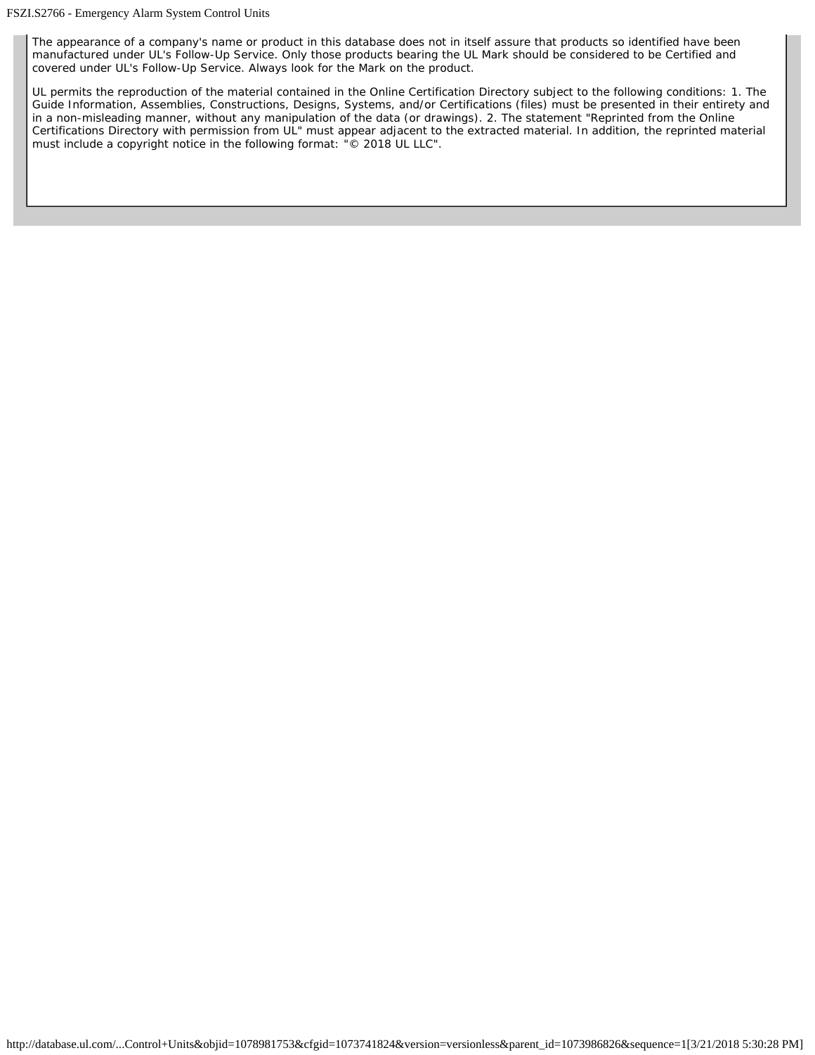The appearance of a company's name or product in this database does not in itself assure that products so identified have been manufactured under UL's Follow-Up Service. Only those products bearing the UL Mark should be considered to be Certified and covered under UL's Follow-Up Service. Always look for the Mark on the product.

UL permits the reproduction of the material contained in the Online Certification Directory subject to the following conditions: 1. The Guide Information, Assemblies, Constructions, Designs, Systems, and/or Certifications (files) must be presented in their entirety and in a non-misleading manner, without any manipulation of the data (or drawings). 2. The statement "Reprinted from the Online Certifications Directory with permission from UL" must appear adjacent to the extracted material. In addition, the reprinted material must include a copyright notice in the following format: "© 2018 UL LLC".